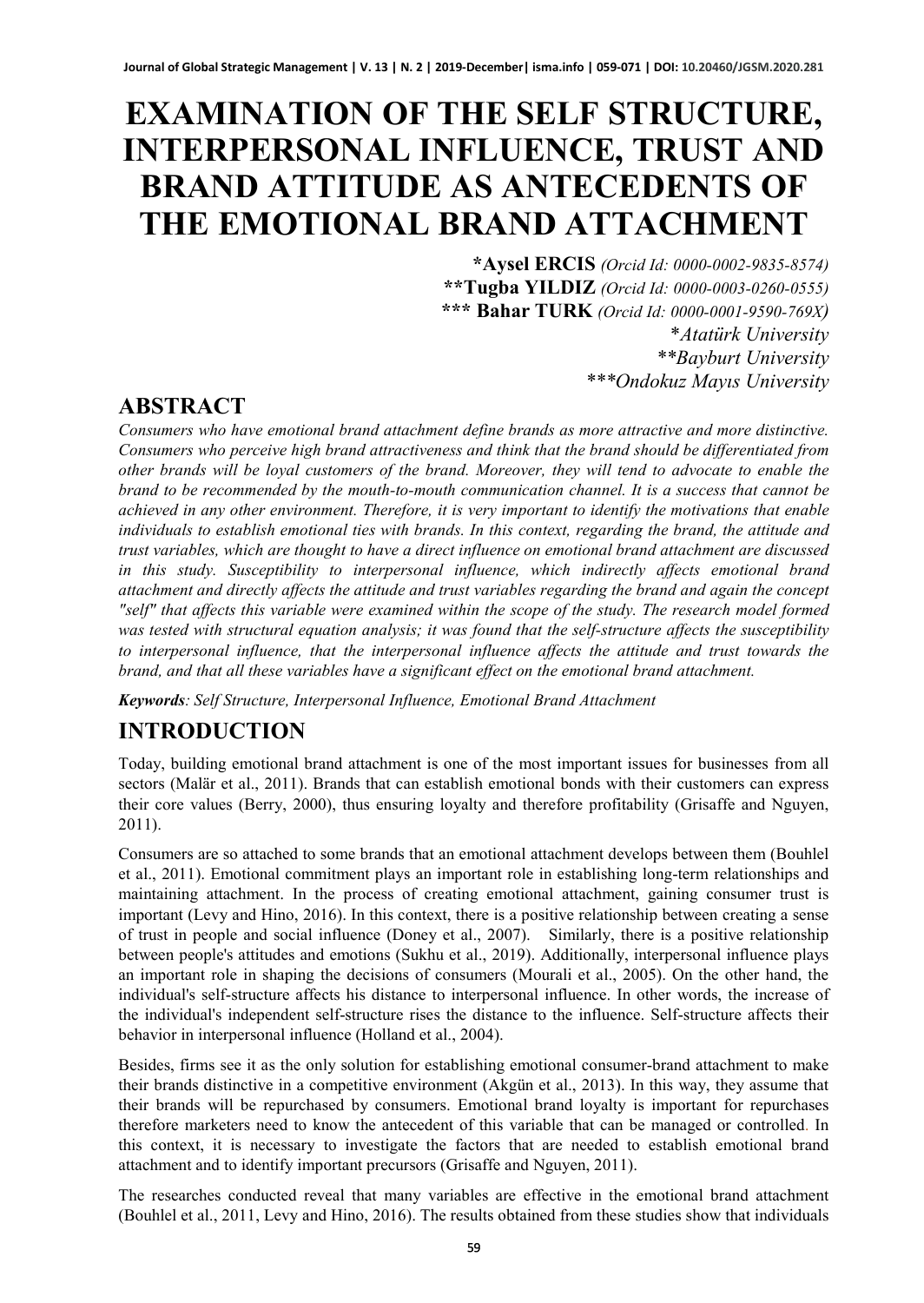# EXAMINATION OF THE SELF STRUCTURE, INTERPERSONAL INFLUENCE, TRUST AND BRAND ATTITUDE AS ANTECEDENTS OF THE EMOTIONAL BRAND ATTACHMENT

**\*Aysel ERCIS** *(Orcid Id: 0000-0002-9835-8574)*
**\*\*Tugba YILDIZ** *(Orcid Id: 0000-0003-0260-0555)*
**\*\*\* Bahar TURK** *(Orcid Id: 0000-0001-9590-769X)*
*\*Atatürk University*
*\*\*Bayburt University*
*\*\*\*Ondokuz Mayıs University*

## ABSTRACT

*Consumers who have emotional brand attachment define brands as more attractive and more distinctive. Consumers who perceive high brand attractiveness and think that the brand should be differentiated from other brands will be loyal customers of the brand. Moreover, they will tend to advocate to enable the brand to be recommended by the mouth-to-mouth communication channel. It is a success that cannot be achieved in any other environment. Therefore, it is very important to identify the motivations that enable individuals to establish emotional ties with brands. In this context, regarding the brand, the attitude and trust variables, which are thought to have a direct influence on emotional brand attachment are discussed in this study. Susceptibility to interpersonal influence, which indirectly affects emotional brand attachment and directly affects the attitude and trust variables regarding the brand and again the concept "self" that affects this variable were examined within the scope of the study. The research model formed was tested with structural equation analysis; it was found that the self-structure affects the susceptibility to interpersonal influence, that the interpersonal influence affects the attitude and trust towards the brand, and that all these variables have a significant effect on the emotional brand attachment.*

***Keywords**: Self Structure, Interpersonal Influence, Emotional Brand Attachment*

## INTRODUCTION

Today, building emotional brand attachment is one of the most important issues for businesses from all sectors (Malär et al., 2011). Brands that can establish emotional bonds with their customers can express their core values (Berry, 2000), thus ensuring loyalty and therefore profitability (Grisaffe and Nguyen, 2011).

Consumers are so attached to some brands that an emotional attachment develops between them (Bouhlel et al., 2011). Emotional commitment plays an important role in establishing long-term relationships and maintaining attachment. In the process of creating emotional attachment, gaining consumer trust is important (Levy and Hino, 2016). In this context, there is a positive relationship between creating a sense of trust in people and social influence (Doney et al., 2007). Similarly, there is a positive relationship between people's attitudes and emotions (Sukhu et al., 2019). Additionally, interpersonal influence plays an important role in shaping the decisions of consumers (Mourali et al., 2005). On the other hand, the individual's self-structure affects his distance to interpersonal influence. In other words, the increase of the individual's independent self-structure rises the distance to the influence. Self-structure affects their behavior in interpersonal influence (Holland et al., 2004).

Besides, firms see it as the only solution for establishing emotional consumer-brand attachment to make their brands distinctive in a competitive environment (Akgün et al., 2013). In this way, they assume that their brands will be repurchased by consumers. Emotional brand loyalty is important for repurchases therefore marketers need to know the antecedent of this variable that can be managed or controlled. In this context, it is necessary to investigate the factors that are needed to establish emotional brand attachment and to identify important precursors (Grisaffe and Nguyen, 2011).

The researches conducted reveal that many variables are effective in the emotional brand attachment (Bouhlel et al., 2011, Levy and Hino, 2016). The results obtained from these studies show that individuals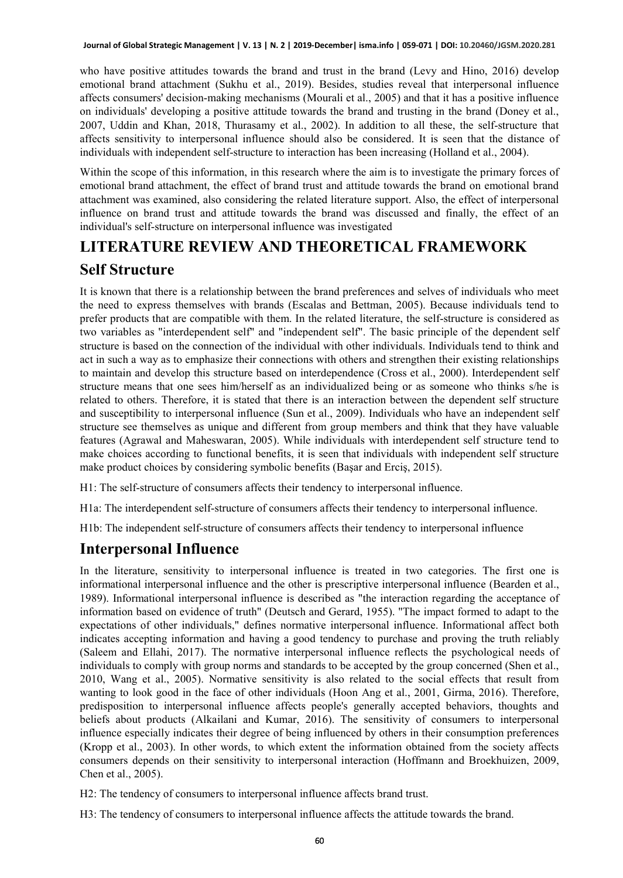who have positive attitudes towards the brand and trust in the brand (Levy and Hino, 2016) develop emotional brand attachment (Sukhu et al., 2019). Besides, studies reveal that interpersonal influence affects consumers' decision-making mechanisms (Mourali et al., 2005) and that it has a positive influence on individuals' developing a positive attitude towards the brand and trusting in the brand (Doney et al., 2007, Uddin and Khan, 2018, Thurasamy et al., 2002). In addition to all these, the self-structure that affects sensitivity to interpersonal influence should also be considered. It is seen that the distance of individuals with independent self-structure to interaction has been increasing (Holland et al., 2004).

Within the scope of this information, in this research where the aim is to investigate the primary forces of emotional brand attachment, the effect of brand trust and attitude towards the brand on emotional brand attachment was examined, also considering the related literature support. Also, the effect of interpersonal influence on brand trust and attitude towards the brand was discussed and finally, the effect of an individual's self-structure on interpersonal influence was investigated

# LITERATURE REVIEW AND THEORETICAL FRAMEWORK

## Self Structure

It is known that there is a relationship between the brand preferences and selves of individuals who meet the need to express themselves with brands (Escalas and Bettman, 2005). Because individuals tend to prefer products that are compatible with them. In the related literature, the self-structure is considered as two variables as "interdependent self" and "independent self". The basic principle of the dependent self structure is based on the connection of the individual with other individuals. Individuals tend to think and act in such a way as to emphasize their connections with others and strengthen their existing relationships to maintain and develop this structure based on interdependence (Cross et al., 2000). Interdependent self structure means that one sees him/herself as an individualized being or as someone who thinks s/he is related to others. Therefore, it is stated that there is an interaction between the dependent self structure and susceptibility to interpersonal influence (Sun et al., 2009). Individuals who have an independent self structure see themselves as unique and different from group members and think that they have valuable features (Agrawal and Maheswaran, 2005). While individuals with interdependent self structure tend to make choices according to functional benefits, it is seen that individuals with independent self structure make product choices by considering symbolic benefits (Başar and Erciş, 2015).

H1: The self-structure of consumers affects their tendency to interpersonal influence.

H1a: The interdependent self-structure of consumers affects their tendency to interpersonal influence.

H1b: The independent self-structure of consumers affects their tendency to interpersonal influence

## Interpersonal Influence

In the literature, sensitivity to interpersonal influence is treated in two categories. The first one is informational interpersonal influence and the other is prescriptive interpersonal influence (Bearden et al., 1989). Informational interpersonal influence is described as "the interaction regarding the acceptance of information based on evidence of truth" (Deutsch and Gerard, 1955). "The impact formed to adapt to the expectations of other individuals," defines normative interpersonal influence. Informational affect both indicates accepting information and having a good tendency to purchase and proving the truth reliably (Saleem and Ellahi, 2017). The normative interpersonal influence reflects the psychological needs of individuals to comply with group norms and standards to be accepted by the group concerned (Shen et al., 2010, Wang et al., 2005). Normative sensitivity is also related to the social effects that result from wanting to look good in the face of other individuals (Hoon Ang et al., 2001, Girma, 2016). Therefore, predisposition to interpersonal influence affects people's generally accepted behaviors, thoughts and beliefs about products (Alkailani and Kumar, 2016). The sensitivity of consumers to interpersonal influence especially indicates their degree of being influenced by others in their consumption preferences (Kropp et al., 2003). In other words, to which extent the information obtained from the society affects consumers depends on their sensitivity to interpersonal interaction (Hoffmann and Broekhuizen, 2009, Chen et al., 2005).

H2: The tendency of consumers to interpersonal influence affects brand trust.

H3: The tendency of consumers to interpersonal influence affects the attitude towards the brand.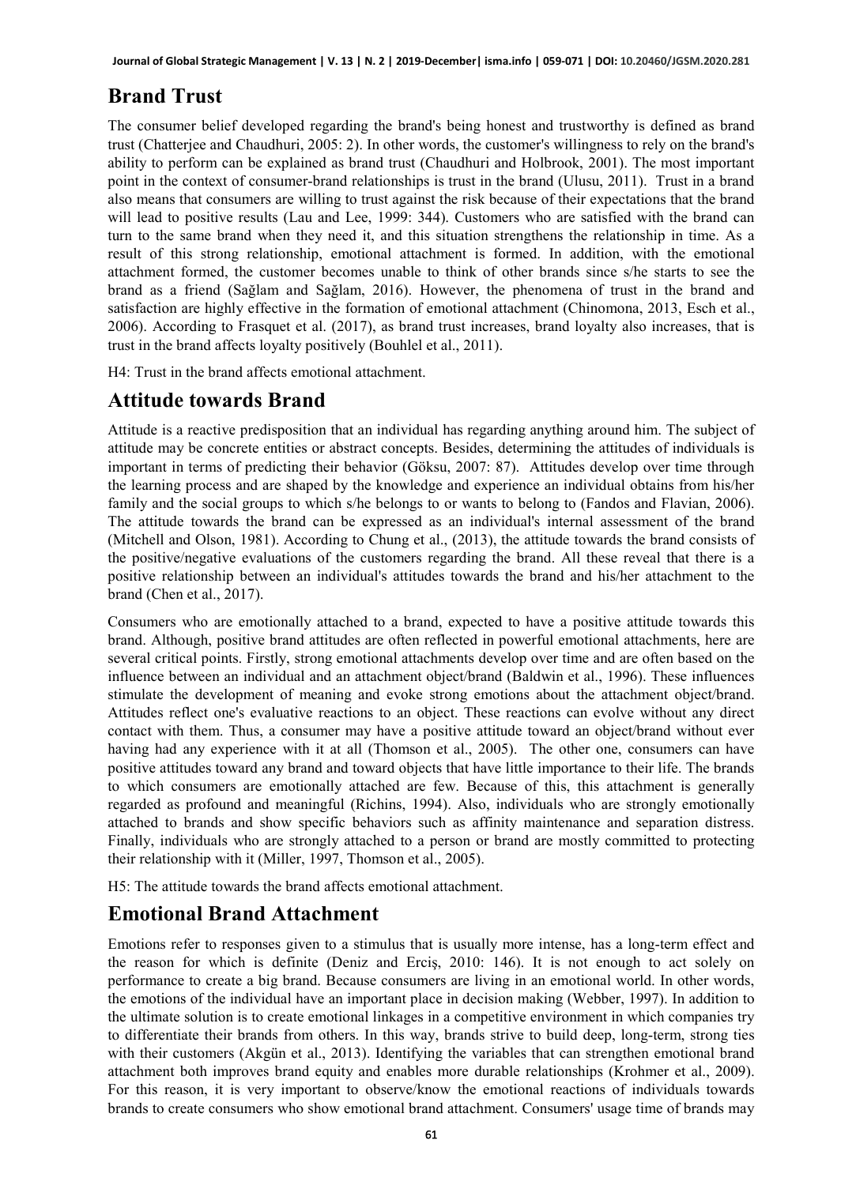## Brand Trust

The consumer belief developed regarding the brand's being honest and trustworthy is defined as brand trust (Chatterjee and Chaudhuri, 2005: 2). In other words, the customer's willingness to rely on the brand's ability to perform can be explained as brand trust (Chaudhuri and Holbrook, 2001). The most important point in the context of consumer-brand relationships is trust in the brand (Ulusu, 2011). Trust in a brand also means that consumers are willing to trust against the risk because of their expectations that the brand will lead to positive results (Lau and Lee, 1999: 344). Customers who are satisfied with the brand can turn to the same brand when they need it, and this situation strengthens the relationship in time. As a result of this strong relationship, emotional attachment is formed. In addition, with the emotional attachment formed, the customer becomes unable to think of other brands since s/he starts to see the brand as a friend (Sağlam and Sağlam, 2016). However, the phenomena of trust in the brand and satisfaction are highly effective in the formation of emotional attachment (Chinomona, 2013, Esch et al., 2006). According to Frasquet et al. (2017), as brand trust increases, brand loyalty also increases, that is trust in the brand affects loyalty positively (Bouhlel et al., 2011).

H4: Trust in the brand affects emotional attachment.

## Attitude towards Brand

Attitude is a reactive predisposition that an individual has regarding anything around him. The subject of attitude may be concrete entities or abstract concepts. Besides, determining the attitudes of individuals is important in terms of predicting their behavior (Göksu, 2007: 87). Attitudes develop over time through the learning process and are shaped by the knowledge and experience an individual obtains from his/her family and the social groups to which s/he belongs to or wants to belong to (Fandos and Flavian, 2006). The attitude towards the brand can be expressed as an individual's internal assessment of the brand (Mitchell and Olson, 1981). According to Chung et al., (2013), the attitude towards the brand consists of the positive/negative evaluations of the customers regarding the brand. All these reveal that there is a positive relationship between an individual's attitudes towards the brand and his/her attachment to the brand (Chen et al., 2017).

Consumers who are emotionally attached to a brand, expected to have a positive attitude towards this brand. Although, positive brand attitudes are often reflected in powerful emotional attachments, here are several critical points. Firstly, strong emotional attachments develop over time and are often based on the influence between an individual and an attachment object/brand (Baldwin et al., 1996). These influences stimulate the development of meaning and evoke strong emotions about the attachment object/brand. Attitudes reflect one's evaluative reactions to an object. These reactions can evolve without any direct contact with them. Thus, a consumer may have a positive attitude toward an object/brand without ever having had any experience with it at all (Thomson et al., 2005). The other one, consumers can have positive attitudes toward any brand and toward objects that have little importance to their life. The brands to which consumers are emotionally attached are few. Because of this, this attachment is generally regarded as profound and meaningful (Richins, 1994). Also, individuals who are strongly emotionally attached to brands and show specific behaviors such as affinity maintenance and separation distress. Finally, individuals who are strongly attached to a person or brand are mostly committed to protecting their relationship with it (Miller, 1997, Thomson et al., 2005).

H5: The attitude towards the brand affects emotional attachment.

## Emotional Brand Attachment

Emotions refer to responses given to a stimulus that is usually more intense, has a long-term effect and the reason for which is definite (Deniz and Erciş, 2010: 146). It is not enough to act solely on performance to create a big brand. Because consumers are living in an emotional world. In other words, the emotions of the individual have an important place in decision making (Webber, 1997). In addition to the ultimate solution is to create emotional linkages in a competitive environment in which companies try to differentiate their brands from others. In this way, brands strive to build deep, long-term, strong ties with their customers (Akgün et al., 2013). Identifying the variables that can strengthen emotional brand attachment both improves brand equity and enables more durable relationships (Krohmer et al., 2009). For this reason, it is very important to observe/know the emotional reactions of individuals towards brands to create consumers who show emotional brand attachment. Consumers' usage time of brands may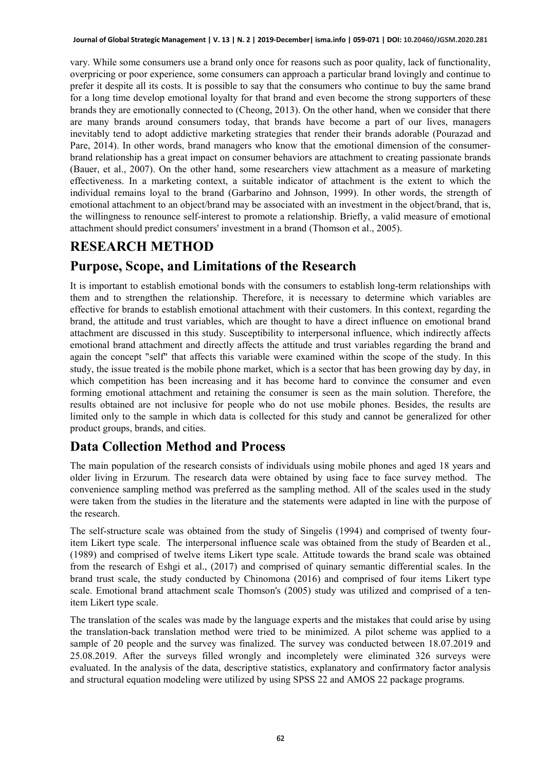vary. While some consumers use a brand only once for reasons such as poor quality, lack of functionality, overpricing or poor experience, some consumers can approach a particular brand lovingly and continue to prefer it despite all its costs. It is possible to say that the consumers who continue to buy the same brand for a long time develop emotional loyalty for that brand and even become the strong supporters of these brands they are emotionally connected to (Cheong, 2013). On the other hand, when we consider that there are many brands around consumers today, that brands have become a part of our lives, managers inevitably tend to adopt addictive marketing strategies that render their brands adorable (Pourazad and Pare, 2014). In other words, brand managers who know that the emotional dimension of the consumer-brand relationship has a great impact on consumer behaviors are attachment to creating passionate brands (Bauer, et al., 2007). On the other hand, some researchers view attachment as a measure of marketing effectiveness. In a marketing context, a suitable indicator of attachment is the extent to which the individual remains loyal to the brand (Garbarino and Johnson, 1999). In other words, the strength of emotional attachment to an object/brand may be associated with an investment in the object/brand, that is, the willingness to renounce self-interest to promote a relationship. Briefly, a valid measure of emotional attachment should predict consumers' investment in a brand (Thomson et al., 2005).

# RESEARCH METHOD

## Purpose, Scope, and Limitations of the Research

It is important to establish emotional bonds with the consumers to establish long-term relationships with them and to strengthen the relationship. Therefore, it is necessary to determine which variables are effective for brands to establish emotional attachment with their customers. In this context, regarding the brand, the attitude and trust variables, which are thought to have a direct influence on emotional brand attachment are discussed in this study. Susceptibility to interpersonal influence, which indirectly affects emotional brand attachment and directly affects the attitude and trust variables regarding the brand and again the concept "self" that affects this variable were examined within the scope of the study. In this study, the issue treated is the mobile phone market, which is a sector that has been growing day by day, in which competition has been increasing and it has become hard to convince the consumer and even forming emotional attachment and retaining the consumer is seen as the main solution. Therefore, the results obtained are not inclusive for people who do not use mobile phones. Besides, the results are limited only to the sample in which data is collected for this study and cannot be generalized for other product groups, brands, and cities.

## Data Collection Method and Process

The main population of the research consists of individuals using mobile phones and aged 18 years and older living in Erzurum. The research data were obtained by using face to face survey method. The convenience sampling method was preferred as the sampling method. All of the scales used in the study were taken from the studies in the literature and the statements were adapted in line with the purpose of the research.

The self-structure scale was obtained from the study of Singelis (1994) and comprised of twenty four-item Likert type scale. The interpersonal influence scale was obtained from the study of Bearden et al., (1989) and comprised of twelve items Likert type scale. Attitude towards the brand scale was obtained from the research of Eshgi et al., (2017) and comprised of quinary semantic differential scales. In the brand trust scale, the study conducted by Chinomona (2016) and comprised of four items Likert type scale. Emotional brand attachment scale Thomson's (2005) study was utilized and comprised of a ten-item Likert type scale.

The translation of the scales was made by the language experts and the mistakes that could arise by using the translation-back translation method were tried to be minimized. A pilot scheme was applied to a sample of 20 people and the survey was finalized. The survey was conducted between 18.07.2019 and 25.08.2019. After the surveys filled wrongly and incompletely were eliminated 326 surveys were evaluated. In the analysis of the data, descriptive statistics, explanatory and confirmatory factor analysis and structural equation modeling were utilized by using SPSS 22 and AMOS 22 package programs.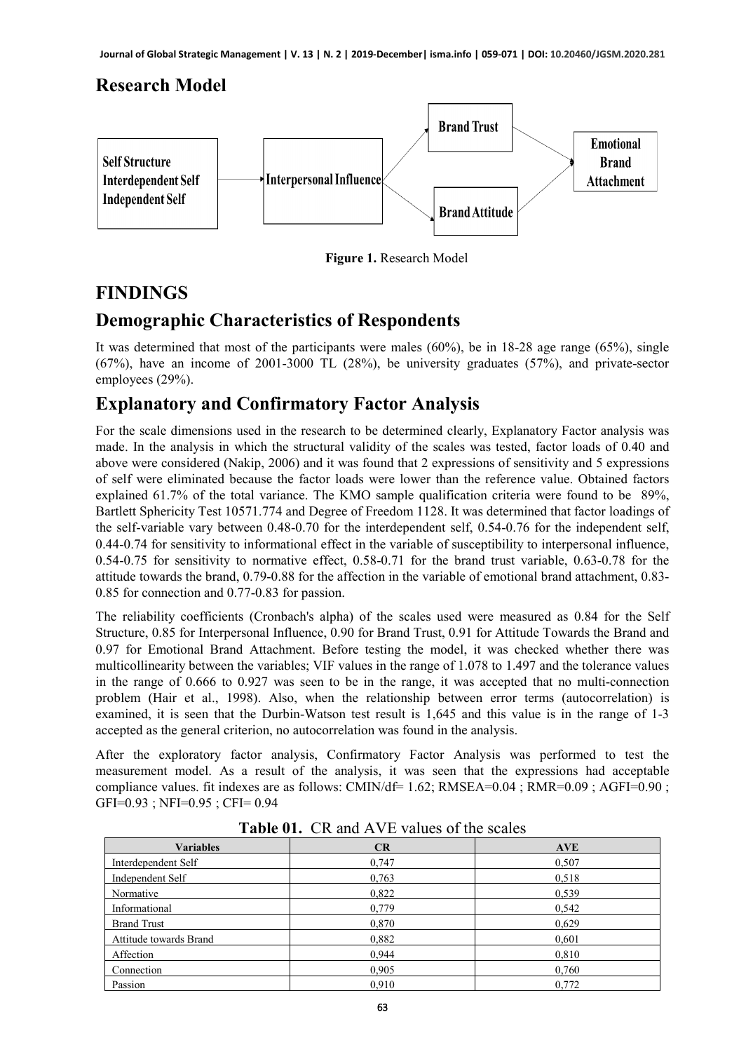## Research Model

Figure 1. Research Model

# FINDINGS

## Demographic Characteristics of Respondents

It was determined that most of the participants were males (60%), be in 18-28 age range (65%), single (67%), have an income of 2001-3000 TL (28%), be university graduates (57%), and private-sector employees (29%).

## Explanatory and Confirmatory Factor Analysis

For the scale dimensions used in the research to be determined clearly, Explanatory Factor analysis was made. In the analysis in which the structural validity of the scales was tested, factor loads of 0.40 and above were considered (Nakip, 2006) and it was found that 2 expressions of sensitivity and 5 expressions of self were eliminated because the factor loads were lower than the reference value. Obtained factors explained 61.7% of the total variance. The KMO sample qualification criteria were found to be 89%, Bartlett Sphericity Test 10571.774 and Degree of Freedom 1128. It was determined that factor loadings of the self-variable vary between 0.48-0.70 for the interdependent self, 0.54-0.76 for the independent self, 0.44-0.74 for sensitivity to informational effect in the variable of susceptibility to interpersonal influence, 0.54-0.75 for sensitivity to normative effect, 0.58-0.71 for the brand trust variable, 0.63-0.78 for the attitude towards the brand, 0.79-0.88 for the affection in the variable of emotional brand attachment, 0.83-0.85 for connection and 0.77-0.83 for passion.

The reliability coefficients (Cronbach's alpha) of the scales used were measured as 0.84 for the Self Structure, 0.85 for Interpersonal Influence, 0.90 for Brand Trust, 0.91 for Attitude Towards the Brand and 0.97 for Emotional Brand Attachment. Before testing the model, it was checked whether there was multicollinearity between the variables; VIF values in the range of 1.078 to 1.497 and the tolerance values in the range of 0.666 to 0.927 was seen to be in the range, it was accepted that no multi-connection problem (Hair et al., 1998). Also, when the relationship between error terms (autocorrelation) is examined, it is seen that the Durbin-Watson test result is 1,645 and this value is in the range of 1-3 accepted as the general criterion, no autocorrelation was found in the analysis.

After the exploratory factor analysis, Confirmatory Factor Analysis was performed to test the measurement model. As a result of the analysis, it was seen that the expressions had acceptable compliance values. fit indexes are as follows: CMIN/df= 1.62; RMSEA=0.04 ; RMR=0.09 ; AGFI=0.90 ; GFI=0.93 ; NFI=0.95 ; CFI= 0.94

**Table 01.** CR and AVE values of the scales

| Variables | CR | AVE |
|---|---|---|
| Interdependent Self | 0,747 | 0,507 |
| Independent Self | 0,763 | 0,518 |
| Normative | 0,822 | 0,539 |
| Informational | 0,779 | 0,542 |
| Brand Trust | 0,870 | 0,629 |
| Attitude towards Brand | 0,882 | 0,601 |
| Affection | 0,944 | 0,810 |
| Connection | 0,905 | 0,760 |
| Passion | 0,910 | 0,772 |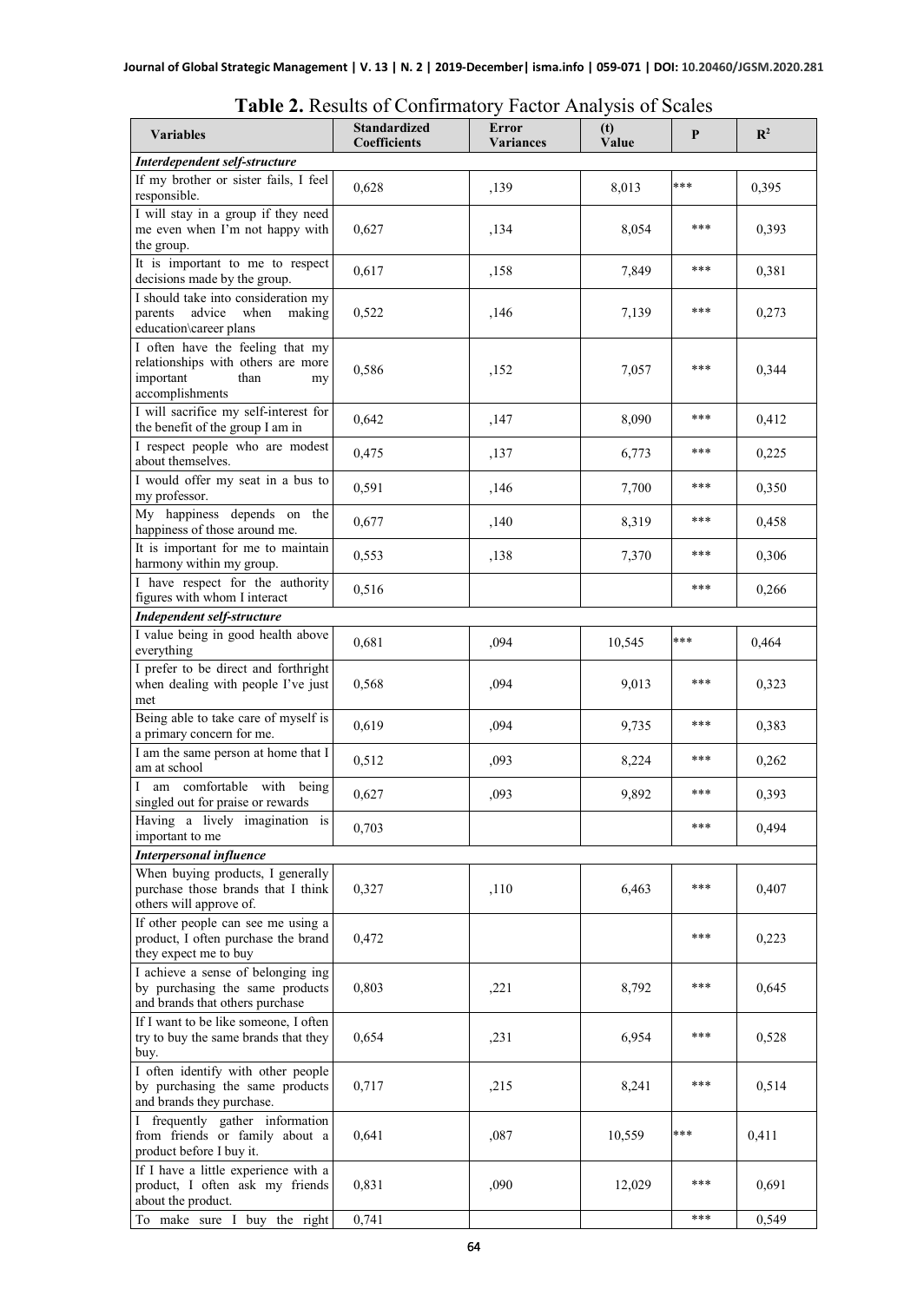**Table 2.** Results of Confirmatory Factor Analysis of Scales

| Variables | Standardized Coefficients | Error Variances | (t) Value | P | $R^2$ |
|---|---|---|---|---|---|
| ***Interdependent self-structure*** | | | | | |
| If my brother or sister fails, I feel responsible. | 0,628 | ,139 | 8,013 | *** | 0,395 |
| I will stay in a group if they need me even when I'm not happy with the group. | 0,627 | ,134 | 8,054 | *** | 0,393 |
| It is important to me to respect decisions made by the group. | 0,617 | ,158 | 7,849 | *** | 0,381 |
| I should take into consideration my parents advice when making education\career plans | 0,522 | ,146 | 7,139 | *** | 0,273 |
| I often have the feeling that my relationships with others are more important than my accomplishments | 0,586 | ,152 | 7,057 | *** | 0,344 |
| I will sacrifice my self-interest for the benefit of the group I am in | 0,642 | ,147 | 8,090 | *** | 0,412 |
| I respect people who are modest about themselves. | 0,475 | ,137 | 6,773 | *** | 0,225 |
| I would offer my seat in a bus to my professor. | 0,591 | ,146 | 7,700 | *** | 0,350 |
| My happiness depends on the happiness of those around me. | 0,677 | ,140 | 8,319 | *** | 0,458 |
| It is important for me to maintain harmony within my group. | 0,553 | ,138 | 7,370 | *** | 0,306 |
| I have respect for the authority figures with whom I interact | 0,516 | | | *** | 0,266 |
| ***Independent self-structure*** | | | | | |
| I value being in good health above everything | 0,681 | ,094 | 10,545 | *** | 0,464 |
| I prefer to be direct and forthright when dealing with people I've just met | 0,568 | ,094 | 9,013 | *** | 0,323 |
| Being able to take care of myself is a primary concern for me. | 0,619 | ,094 | 9,735 | *** | 0,383 |
| I am the same person at home that I am at school | 0,512 | ,093 | 8,224 | *** | 0,262 |
| I am comfortable with being singled out for praise or rewards | 0,627 | ,093 | 9,892 | *** | 0,393 |
| Having a lively imagination is important to me | 0,703 | | | *** | 0,494 |
| ***Interpersonal influence*** | | | | | |
| When buying products, I generally purchase those brands that I think others will approve of. | 0,327 | ,110 | 6,463 | *** | 0,407 |
| If other people can see me using a product, I often purchase the brand they expect me to buy | 0,472 | | | *** | 0,223 |
| I achieve a sense of belonging ing by purchasing the same products and brands that others purchase | 0,803 | ,221 | 8,792 | *** | 0,645 |
| If I want to be like someone, I often try to buy the same brands that they buy. | 0,654 | ,231 | 6,954 | *** | 0,528 |
| I often identify with other people by purchasing the same products and brands they purchase. | 0,717 | ,215 | 8,241 | *** | 0,514 |
| I frequently gather information from friends or family about a product before I buy it. | 0,641 | ,087 | 10,559 | *** | 0,411 |
| If I have a little experience with a product, I often ask my friends about the product. | 0,831 | ,090 | 12,029 | *** | 0,691 |
| To make sure I buy the right | 0,741 | | | *** | 0,549 |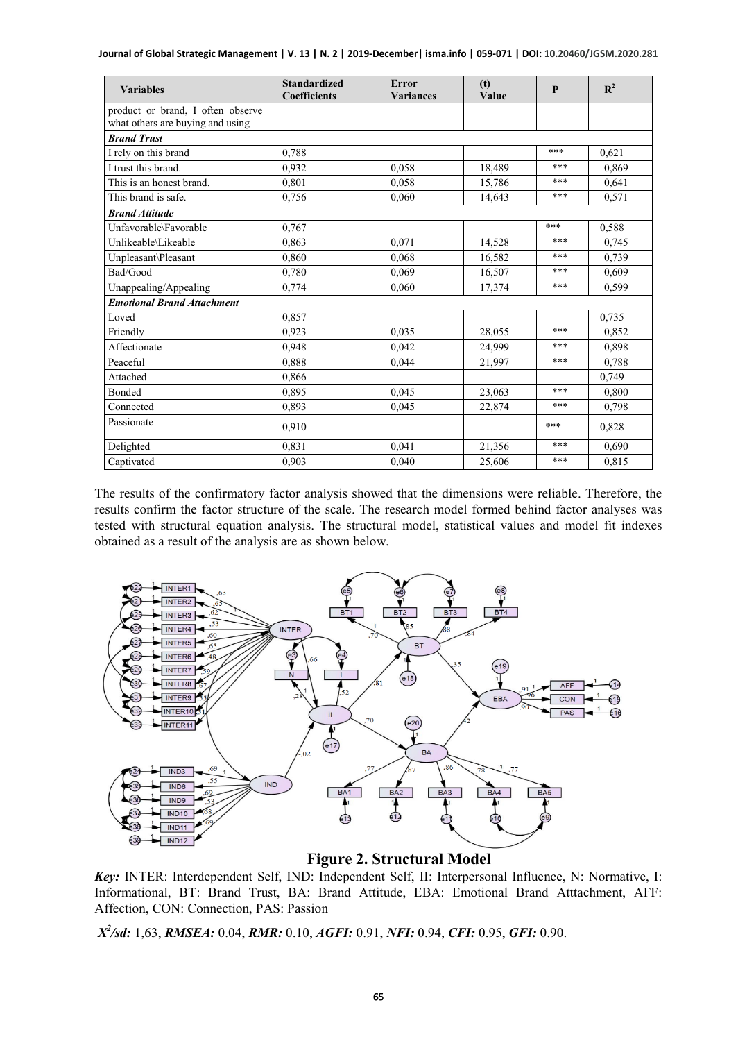| Variables | Standardized Coefficients | Error Variances | (t) Value | P | $R^2$ |
|---|---|---|---|---|---|
| product or brand, I often observe what others are buying and using | | | | | |
| ***Brand Trust*** | | | | | |
| I rely on this brand | 0,788 | | | *** | 0,621 |
| I trust this brand. | 0,932 | 0,058 | 18,489 | *** | 0,869 |
| This is an honest brand. | 0,801 | 0,058 | 15,786 | *** | 0,641 |
| This brand is safe. | 0,756 | 0,060 | 14,643 | *** | 0,571 |
| ***Brand Attitude*** | | | | | |
| Unfavorable\Favorable | 0,767 | | | *** | 0,588 |
| Unlikeable\Likeable | 0,863 | 0,071 | 14,528 | *** | 0,745 |
| Unpleasant\Pleasant | 0,860 | 0,068 | 16,582 | *** | 0,739 |
| Bad/Good | 0,780 | 0,069 | 16,507 | *** | 0,609 |
| Unappealing/Appealing | 0,774 | 0,060 | 17,374 | *** | 0,599 |
| ***Emotional Brand Attachment*** | | | | | |
| Loved | 0,857 | | | | 0,735 |
| Friendly | 0,923 | 0,035 | 28,055 | *** | 0,852 |
| Affectionate | 0,948 | 0,042 | 24,999 | *** | 0,898 |
| Peaceful | 0,888 | 0,044 | 21,997 | *** | 0,788 |
| Attached | 0,866 | | | | 0,749 |
| Bonded | 0,895 | 0,045 | 23,063 | *** | 0,800 |
| Connected | 0,893 | 0,045 | 22,874 | *** | 0,798 |
| Passionate | 0,910 | | | *** | 0,828 |
| Delighted | 0,831 | 0,041 | 21,356 | *** | 0,690 |
| Captivated | 0,903 | 0,040 | 25,606 | *** | 0,815 |

The results of the confirmatory factor analysis showed that the dimensions were reliable. Therefore, the results confirm the factor structure of the scale. The research model formed behind factor analyses was tested with structural equation analysis. The structural model, statistical values and model fit indexes obtained as a result of the analysis are as shown below.

**Figure 2. Structural Model**

***Key:*** INTER: Interdependent Self, IND: Independent Self, II: Interpersonal Influence, N: Normative, I: Informational, BT: Brand Trust, BA: Brand Attitude, EBA: Emotional Brand Atttachment, AFF: Affection, CON: Connection, PAS: Passion

***$X^2$/sd:*** 1,63, ***RMSEA:*** 0.04, ***RMR:*** 0.10, ***AGFI:*** 0.91, ***NFI:*** 0.94, ***CFI:*** 0.95, ***GFI:*** 0.90.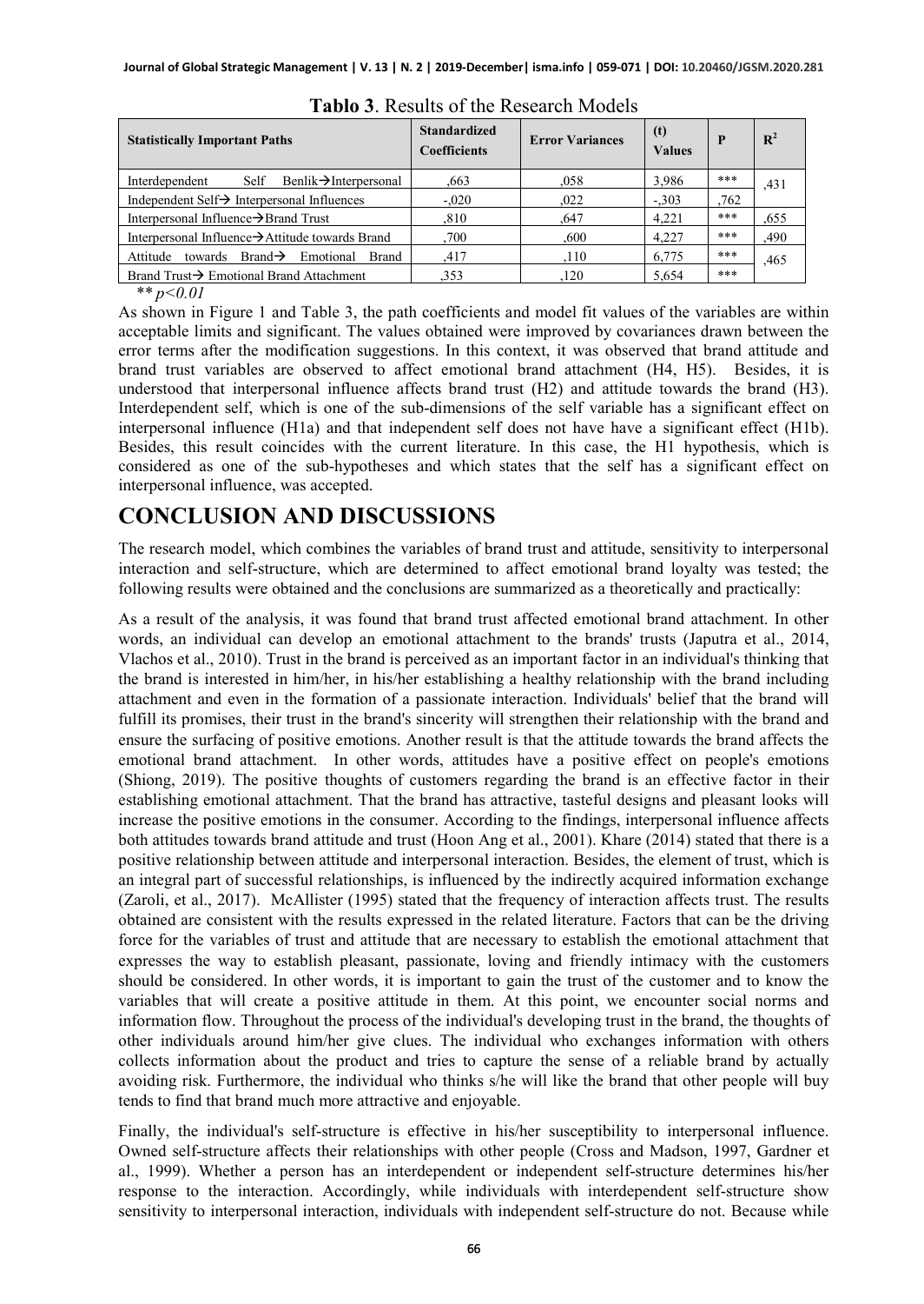**Tablo 3**. Results of the Research Models

| Statistically Important Paths | Standardized Coefficients | Error Variances | (t) Values | P | $R^2$ |
|---|---|---|---|---|---|
| Interdependent Self Benlik→Interpersonal | ,663 | ,058 | 3,986 | *** | ,431 |
| Independent Self→ Interpersonal Influences | -,020 | ,022 | -,303 | ,762 | |
| Interpersonal Influence→Brand Trust | ,810 | ,647 | 4,221 | *** | ,655 |
| Interpersonal Influence→Attitude towards Brand | ,700 | ,600 | 4,227 | *** | ,490 |
| Attitude towards Brand→ Emotional Brand | ,417 | ,110 | 6,775 | *** | ,465 |
| Brand Trust→ Emotional Brand Attachment | ,353 | ,120 | 5,654 | *** | |

** *p<0.01*

As shown in Figure 1 and Table 3, the path coefficients and model fit values of the variables are within acceptable limits and significant. The values obtained were improved by covariances drawn between the error terms after the modification suggestions. In this context, it was observed that brand attitude and brand trust variables are observed to affect emotional brand attachment (H4, H5). Besides, it is understood that interpersonal influence affects brand trust (H2) and attitude towards the brand (H3). Interdependent self, which is one of the sub-dimensions of the self variable has a significant effect on interpersonal influence (H1a) and that independent self does not have have a significant effect (H1b). Besides, this result coincides with the current literature. In this case, the H1 hypothesis, which is considered as one of the sub-hypotheses and which states that the self has a significant effect on interpersonal influence, was accepted.

# CONCLUSION AND DISCUSSIONS

The research model, which combines the variables of brand trust and attitude, sensitivity to interpersonal interaction and self-structure, which are determined to affect emotional brand loyalty was tested; the following results were obtained and the conclusions are summarized as a theoretically and practically:

As a result of the analysis, it was found that brand trust affected emotional brand attachment. In other words, an individual can develop an emotional attachment to the brands' trusts (Japutra et al., 2014, Vlachos et al., 2010). Trust in the brand is perceived as an important factor in an individual's thinking that the brand is interested in him/her, in his/her establishing a healthy relationship with the brand including attachment and even in the formation of a passionate interaction. Individuals' belief that the brand will fulfill its promises, their trust in the brand's sincerity will strengthen their relationship with the brand and ensure the surfacing of positive emotions. Another result is that the attitude towards the brand affects the emotional brand attachment. In other words, attitudes have a positive effect on people's emotions (Shiong, 2019). The positive thoughts of customers regarding the brand is an effective factor in their establishing emotional attachment. That the brand has attractive, tasteful designs and pleasant looks will increase the positive emotions in the consumer. According to the findings, interpersonal influence affects both attitudes towards brand attitude and trust (Hoon Ang et al., 2001). Khare (2014) stated that there is a positive relationship between attitude and interpersonal interaction. Besides, the element of trust, which is an integral part of successful relationships, is influenced by the indirectly acquired information exchange (Zaroli, et al., 2017). McAllister (1995) stated that the frequency of interaction affects trust. The results obtained are consistent with the results expressed in the related literature. Factors that can be the driving force for the variables of trust and attitude that are necessary to establish the emotional attachment that expresses the way to establish pleasant, passionate, loving and friendly intimacy with the customers should be considered. In other words, it is important to gain the trust of the customer and to know the variables that will create a positive attitude in them. At this point, we encounter social norms and information flow. Throughout the process of the individual's developing trust in the brand, the thoughts of other individuals around him/her give clues. The individual who exchanges information with others collects information about the product and tries to capture the sense of a reliable brand by actually avoiding risk. Furthermore, the individual who thinks s/he will like the brand that other people will buy tends to find that brand much more attractive and enjoyable.

Finally, the individual's self-structure is effective in his/her susceptibility to interpersonal influence. Owned self-structure affects their relationships with other people (Cross and Madson, 1997, Gardner et al., 1999). Whether a person has an interdependent or independent self-structure determines his/her response to the interaction. Accordingly, while individuals with interdependent self-structure show sensitivity to interpersonal interaction, individuals with independent self-structure do not. Because while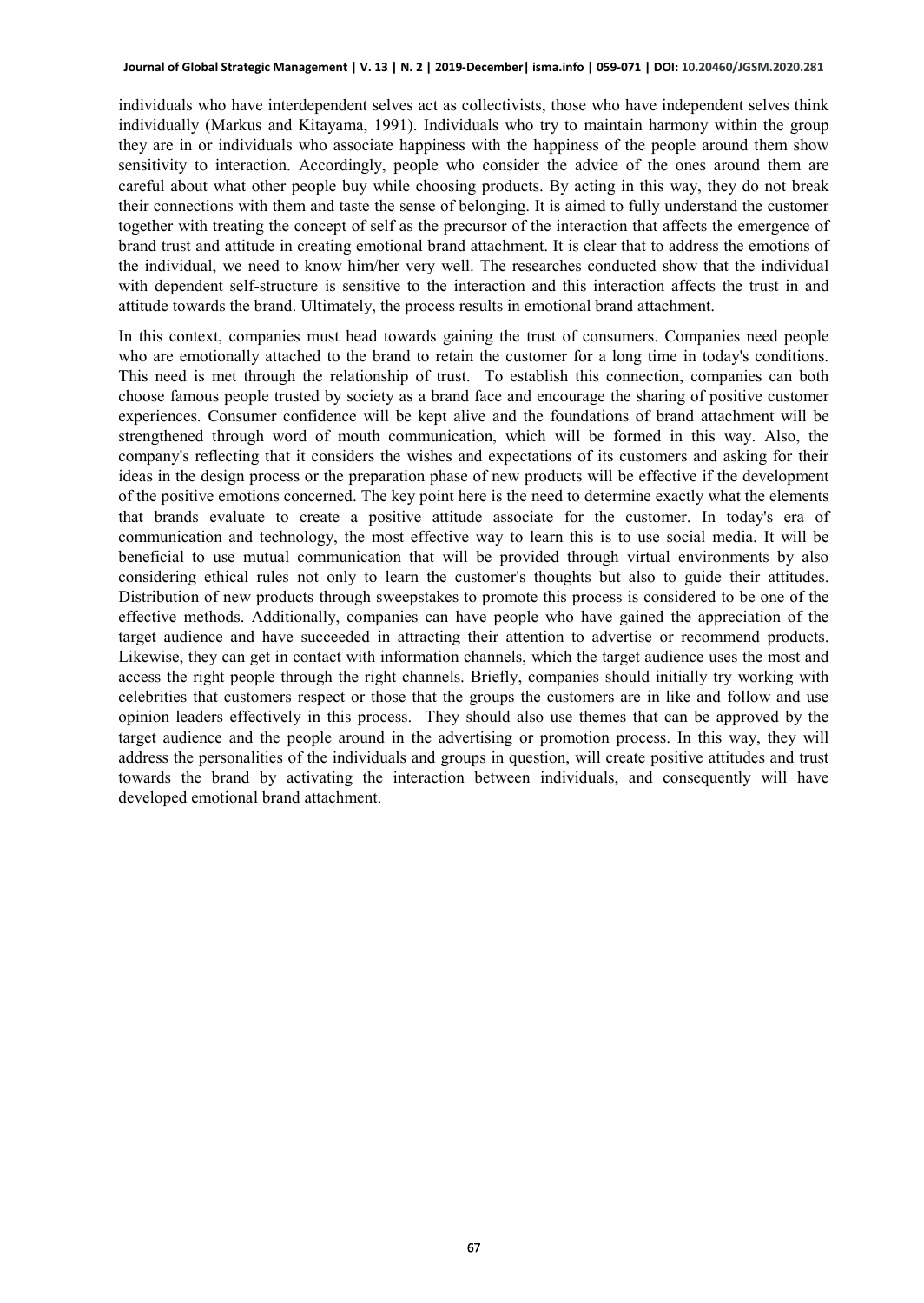individuals who have interdependent selves act as collectivists, those who have independent selves think individually (Markus and Kitayama, 1991). Individuals who try to maintain harmony within the group they are in or individuals who associate happiness with the happiness of the people around them show sensitivity to interaction. Accordingly, people who consider the advice of the ones around them are careful about what other people buy while choosing products. By acting in this way, they do not break their connections with them and taste the sense of belonging. It is aimed to fully understand the customer together with treating the concept of self as the precursor of the interaction that affects the emergence of brand trust and attitude in creating emotional brand attachment. It is clear that to address the emotions of the individual, we need to know him/her very well. The researches conducted show that the individual with dependent self-structure is sensitive to the interaction and this interaction affects the trust in and attitude towards the brand. Ultimately, the process results in emotional brand attachment.

In this context, companies must head towards gaining the trust of consumers. Companies need people who are emotionally attached to the brand to retain the customer for a long time in today's conditions. This need is met through the relationship of trust. To establish this connection, companies can both choose famous people trusted by society as a brand face and encourage the sharing of positive customer experiences. Consumer confidence will be kept alive and the foundations of brand attachment will be strengthened through word of mouth communication, which will be formed in this way. Also, the company's reflecting that it considers the wishes and expectations of its customers and asking for their ideas in the design process or the preparation phase of new products will be effective if the development of the positive emotions concerned. The key point here is the need to determine exactly what the elements that brands evaluate to create a positive attitude associate for the customer. In today's era of communication and technology, the most effective way to learn this is to use social media. It will be beneficial to use mutual communication that will be provided through virtual environments by also considering ethical rules not only to learn the customer's thoughts but also to guide their attitudes. Distribution of new products through sweepstakes to promote this process is considered to be one of the effective methods. Additionally, companies can have people who have gained the appreciation of the target audience and have succeeded in attracting their attention to advertise or recommend products. Likewise, they can get in contact with information channels, which the target audience uses the most and access the right people through the right channels. Briefly, companies should initially try working with celebrities that customers respect or those that the groups the customers are in like and follow and use opinion leaders effectively in this process. They should also use themes that can be approved by the target audience and the people around in the advertising or promotion process. In this way, they will address the personalities of the individuals and groups in question, will create positive attitudes and trust towards the brand by activating the interaction between individuals, and consequently will have developed emotional brand attachment.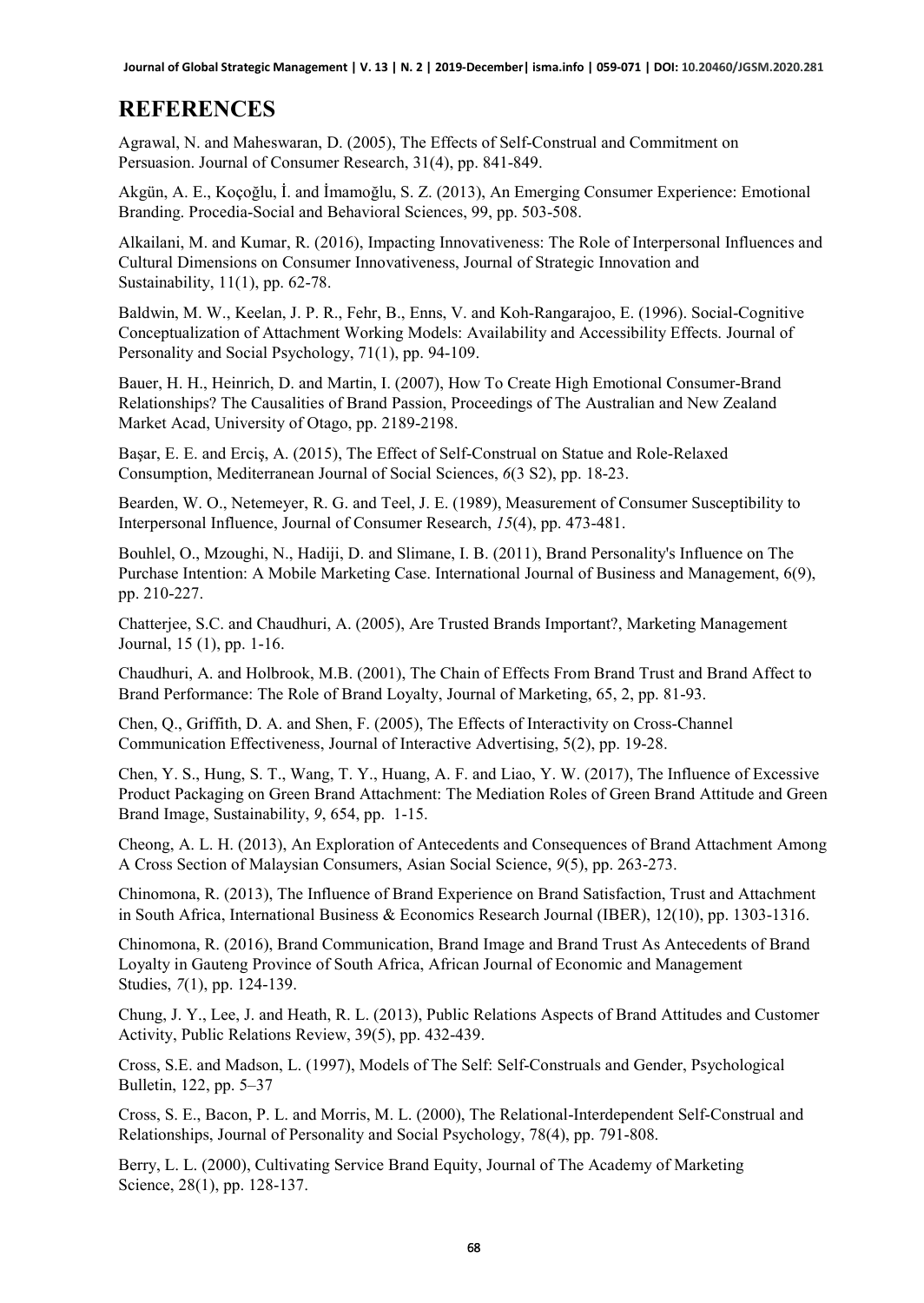## REFERENCES

Agrawal, N. and Maheswaran, D. (2005), The Effects of Self-Construal and Commitment on Persuasion. Journal of Consumer Research, 31(4), pp. 841-849.

Akgün, A. E., Koçoğlu, İ. and İmamoğlu, S. Z. (2013), An Emerging Consumer Experience: Emotional Branding. Procedia-Social and Behavioral Sciences, 99, pp. 503-508.

Alkailani, M. and Kumar, R. (2016), Impacting Innovativeness: The Role of Interpersonal Influences and Cultural Dimensions on Consumer Innovativeness, Journal of Strategic Innovation and Sustainability, 11(1), pp. 62-78.

Baldwin, M. W., Keelan, J. P. R., Fehr, B., Enns, V. and Koh-Rangarajoo, E. (1996). Social-Cognitive Conceptualization of Attachment Working Models: Availability and Accessibility Effects. Journal of Personality and Social Psychology, 71(1), pp. 94-109.

Bauer, H. H., Heinrich, D. and Martin, I. (2007), How To Create High Emotional Consumer-Brand Relationships? The Causalities of Brand Passion, Proceedings of The Australian and New Zealand Market Acad, University of Otago, pp. 2189-2198.

Başar, E. E. and Erciş, A. (2015), The Effect of Self-Construal on Statue and Role-Relaxed Consumption, Mediterranean Journal of Social Sciences, *6*(3 S2), pp. 18-23.

Bearden, W. O., Netemeyer, R. G. and Teel, J. E. (1989), Measurement of Consumer Susceptibility to Interpersonal Influence, Journal of Consumer Research, *15*(4), pp. 473-481.

Bouhlel, O., Mzoughi, N., Hadiji, D. and Slimane, I. B. (2011), Brand Personality's Influence on The Purchase Intention: A Mobile Marketing Case. International Journal of Business and Management, 6(9), pp. 210-227.

Chatterjee, S.C. and Chaudhuri, A. (2005), Are Trusted Brands Important?, Marketing Management Journal, 15 (1), pp. 1-16.

Chaudhuri, A. and Holbrook, M.B. (2001), The Chain of Effects From Brand Trust and Brand Affect to Brand Performance: The Role of Brand Loyalty, Journal of Marketing, 65, 2, pp. 81-93.

Chen, Q., Griffith, D. A. and Shen, F. (2005), The Effects of Interactivity on Cross-Channel Communication Effectiveness, Journal of Interactive Advertising, 5(2), pp. 19-28.

Chen, Y. S., Hung, S. T., Wang, T. Y., Huang, A. F. and Liao, Y. W. (2017), The Influence of Excessive Product Packaging on Green Brand Attachment: The Mediation Roles of Green Brand Attitude and Green Brand Image, Sustainability, *9*, 654, pp. 1-15.

Cheong, A. L. H. (2013), An Exploration of Antecedents and Consequences of Brand Attachment Among A Cross Section of Malaysian Consumers, Asian Social Science, *9*(5), pp. 263-273.

Chinomona, R. (2013), The Influence of Brand Experience on Brand Satisfaction, Trust and Attachment in South Africa, International Business & Economics Research Journal (IBER), 12(10), pp. 1303-1316.

Chinomona, R. (2016), Brand Communication, Brand Image and Brand Trust As Antecedents of Brand Loyalty in Gauteng Province of South Africa, African Journal of Economic and Management Studies, *7*(1), pp. 124-139.

Chung, J. Y., Lee, J. and Heath, R. L. (2013), Public Relations Aspects of Brand Attitudes and Customer Activity, Public Relations Review, 39(5), pp. 432-439.

Cross, S.E. and Madson, L. (1997), Models of The Self: Self-Construals and Gender, Psychological Bulletin, 122, pp. 5–37

Cross, S. E., Bacon, P. L. and Morris, M. L. (2000), The Relational-Interdependent Self-Construal and Relationships, Journal of Personality and Social Psychology, 78(4), pp. 791-808.

Berry, L. L. (2000), Cultivating Service Brand Equity, Journal of The Academy of Marketing Science, 28(1), pp. 128-137.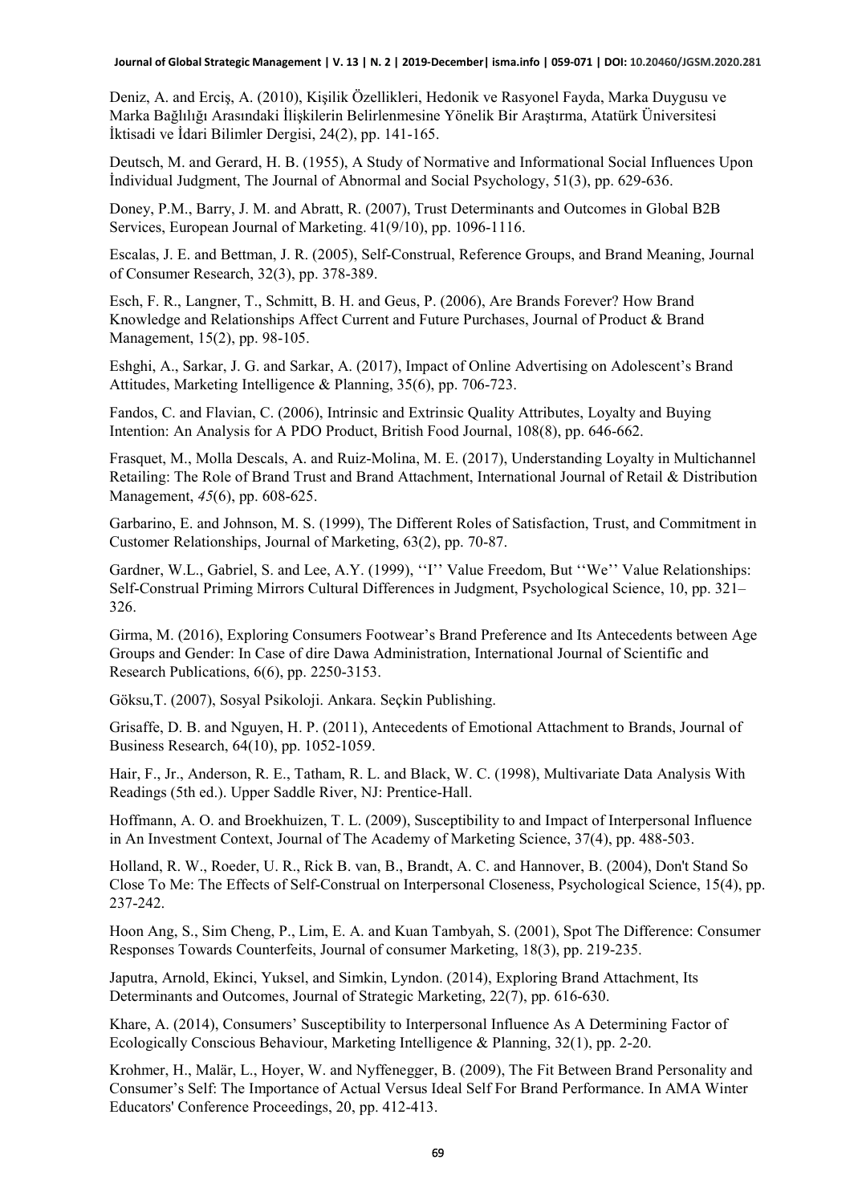Deniz, A. and Erciş, A. (2010), Kişilik Özellikleri, Hedonik ve Rasyonel Fayda, Marka Duygusu ve Marka Bağlılığı Arasındaki İlişkilerin Belirlenmesine Yönelik Bir Araştırma, Atatürk Üniversitesi İktisadi ve İdari Bilimler Dergisi, 24(2), pp. 141-165.

Deutsch, M. and Gerard, H. B. (1955), A Study of Normative and Informational Social Influences Upon İndividual Judgment, The Journal of Abnormal and Social Psychology, 51(3), pp. 629-636.

Doney, P.M., Barry, J. M. and Abratt, R. (2007), Trust Determinants and Outcomes in Global B2B Services, European Journal of Marketing. 41(9/10), pp. 1096-1116.

Escalas, J. E. and Bettman, J. R. (2005), Self-Construal, Reference Groups, and Brand Meaning, Journal of Consumer Research, 32(3), pp. 378-389.

Esch, F. R., Langner, T., Schmitt, B. H. and Geus, P. (2006), Are Brands Forever? How Brand Knowledge and Relationships Affect Current and Future Purchases, Journal of Product & Brand Management, 15(2), pp. 98-105.

Eshghi, A., Sarkar, J. G. and Sarkar, A. (2017), Impact of Online Advertising on Adolescent's Brand Attitudes, Marketing Intelligence & Planning, 35(6), pp. 706-723.

Fandos, C. and Flavian, C. (2006), Intrinsic and Extrinsic Quality Attributes, Loyalty and Buying Intention: An Analysis for A PDO Product, British Food Journal, 108(8), pp. 646-662.

Frasquet, M., Molla Descals, A. and Ruiz-Molina, M. E. (2017), Understanding Loyalty in Multichannel Retailing: The Role of Brand Trust and Brand Attachment, International Journal of Retail & Distribution Management, *45*(6), pp. 608-625.

Garbarino, E. and Johnson, M. S. (1999), The Different Roles of Satisfaction, Trust, and Commitment in Customer Relationships, Journal of Marketing, 63(2), pp. 70-87.

Gardner, W.L., Gabriel, S. and Lee, A.Y. (1999), ''I'' Value Freedom, But ''We'' Value Relationships: Self-Construal Priming Mirrors Cultural Differences in Judgment, Psychological Science, 10, pp. 321–326.

Girma, M. (2016), Exploring Consumers Footwear's Brand Preference and Its Antecedents between Age Groups and Gender: In Case of dire Dawa Administration, International Journal of Scientific and Research Publications, 6(6), pp. 2250-3153.

Göksu,T. (2007), Sosyal Psikoloji. Ankara. Seçkin Publishing.

Grisaffe, D. B. and Nguyen, H. P. (2011), Antecedents of Emotional Attachment to Brands, Journal of Business Research, 64(10), pp. 1052-1059.

Hair, F., Jr., Anderson, R. E., Tatham, R. L. and Black, W. C. (1998), Multivariate Data Analysis With Readings (5th ed.). Upper Saddle River, NJ: Prentice-Hall.

Hoffmann, A. O. and Broekhuizen, T. L. (2009), Susceptibility to and Impact of Interpersonal Influence in An Investment Context, Journal of The Academy of Marketing Science, 37(4), pp. 488-503.

Holland, R. W., Roeder, U. R., Rick B. van, B., Brandt, A. C. and Hannover, B. (2004), Don't Stand So Close To Me: The Effects of Self-Construal on Interpersonal Closeness, Psychological Science, 15(4), pp. 237-242.

Hoon Ang, S., Sim Cheng, P., Lim, E. A. and Kuan Tambyah, S. (2001), Spot The Difference: Consumer Responses Towards Counterfeits, Journal of consumer Marketing, 18(3), pp. 219-235.

Japutra, Arnold, Ekinci, Yuksel, and Simkin, Lyndon. (2014), Exploring Brand Attachment, Its Determinants and Outcomes, Journal of Strategic Marketing, 22(7), pp. 616-630.

Khare, A. (2014), Consumers' Susceptibility to Interpersonal Influence As A Determining Factor of Ecologically Conscious Behaviour, Marketing Intelligence & Planning, 32(1), pp. 2-20.

Krohmer, H., Malär, L., Hoyer, W. and Nyffenegger, B. (2009), The Fit Between Brand Personality and Consumer's Self: The Importance of Actual Versus Ideal Self For Brand Performance. In AMA Winter Educators' Conference Proceedings, 20, pp. 412-413.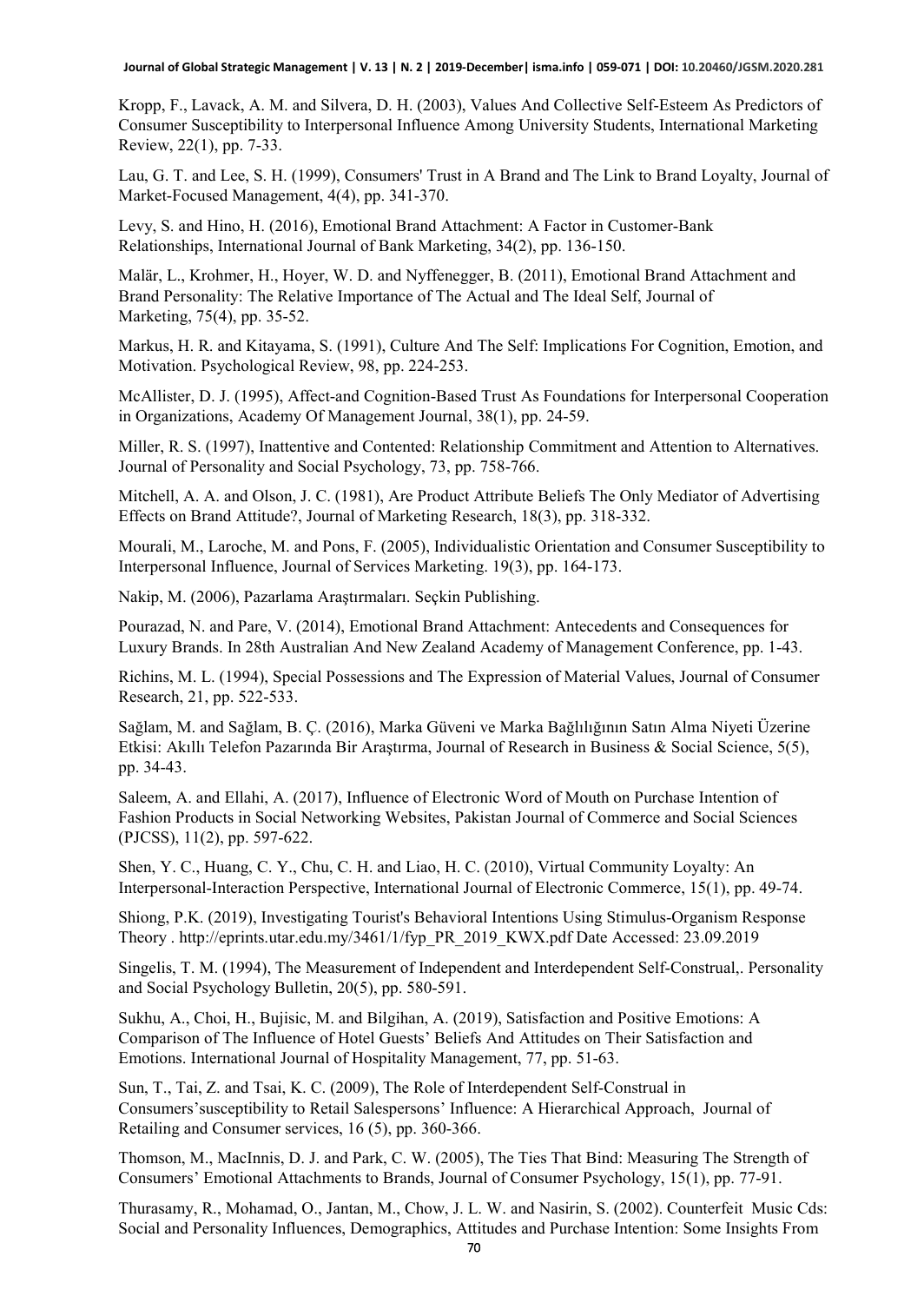Kropp, F., Lavack, A. M. and Silvera, D. H. (2003), Values And Collective Self-Esteem As Predictors of Consumer Susceptibility to Interpersonal Influence Among University Students, International Marketing Review, 22(1), pp. 7-33.

Lau, G. T. and Lee, S. H. (1999), Consumers' Trust in A Brand and The Link to Brand Loyalty, Journal of Market-Focused Management, 4(4), pp. 341-370.

Levy, S. and Hino, H. (2016), Emotional Brand Attachment: A Factor in Customer-Bank Relationships, International Journal of Bank Marketing, 34(2), pp. 136-150.

Malär, L., Krohmer, H., Hoyer, W. D. and Nyffenegger, B. (2011), Emotional Brand Attachment and Brand Personality: The Relative Importance of The Actual and The Ideal Self, Journal of Marketing, 75(4), pp. 35-52.

Markus, H. R. and Kitayama, S. (1991), Culture And The Self: Implications For Cognition, Emotion, and Motivation. Psychological Review, 98, pp. 224-253.

McAllister, D. J. (1995), Affect-and Cognition-Based Trust As Foundations for Interpersonal Cooperation in Organizations, Academy Of Management Journal, 38(1), pp. 24-59.

Miller, R. S. (1997), Inattentive and Contented: Relationship Commitment and Attention to Alternatives. Journal of Personality and Social Psychology, 73, pp. 758-766.

Mitchell, A. A. and Olson, J. C. (1981), Are Product Attribute Beliefs The Only Mediator of Advertising Effects on Brand Attitude?, Journal of Marketing Research, 18(3), pp. 318-332.

Mourali, M., Laroche, M. and Pons, F. (2005), Individualistic Orientation and Consumer Susceptibility to Interpersonal Influence, Journal of Services Marketing. 19(3), pp. 164-173.

Nakip, M. (2006), Pazarlama Araştırmaları. Seçkin Publishing.

Pourazad, N. and Pare, V. (2014), Emotional Brand Attachment: Antecedents and Consequences for Luxury Brands. In 28th Australian And New Zealand Academy of Management Conference, pp. 1-43.

Richins, M. L. (1994), Special Possessions and The Expression of Material Values, Journal of Consumer Research, 21, pp. 522-533.

Sağlam, M. and Sağlam, B. Ç. (2016), Marka Güveni ve Marka Bağlılığının Satın Alma Niyeti Üzerine Etkisi: Akıllı Telefon Pazarında Bir Araştırma, Journal of Research in Business & Social Science, 5(5), pp. 34-43.

Saleem, A. and Ellahi, A. (2017), Influence of Electronic Word of Mouth on Purchase Intention of Fashion Products in Social Networking Websites, Pakistan Journal of Commerce and Social Sciences (PJCSS), 11(2), pp. 597-622.

Shen, Y. C., Huang, C. Y., Chu, C. H. and Liao, H. C. (2010), Virtual Community Loyalty: An Interpersonal-Interaction Perspective, International Journal of Electronic Commerce, 15(1), pp. 49-74.

Shiong, P.K. (2019), Investigating Tourist's Behavioral Intentions Using Stimulus-Organism Response Theory . http://eprints.utar.edu.my/3461/1/fyp_PR_2019_KWX.pdf Date Accessed: 23.09.2019

Singelis, T. M. (1994), The Measurement of Independent and Interdependent Self-Construal,. Personality and Social Psychology Bulletin, 20(5), pp. 580-591.

Sukhu, A., Choi, H., Bujisic, M. and Bilgihan, A. (2019), Satisfaction and Positive Emotions: A Comparison of The Influence of Hotel Guests' Beliefs And Attitudes on Their Satisfaction and Emotions. International Journal of Hospitality Management, 77, pp. 51-63.

Sun, T., Tai, Z. and Tsai, K. C. (2009), The Role of Interdependent Self-Construal in Consumers'susceptibility to Retail Salespersons' Influence: A Hierarchical Approach, Journal of Retailing and Consumer services, 16 (5), pp. 360-366.

Thomson, M., MacInnis, D. J. and Park, C. W. (2005), The Ties That Bind: Measuring The Strength of Consumers' Emotional Attachments to Brands, Journal of Consumer Psychology, 15(1), pp. 77-91.

Thurasamy, R., Mohamad, O., Jantan, M., Chow, J. L. W. and Nasirin, S. (2002). Counterfeit Music Cds: Social and Personality Influences, Demographics, Attitudes and Purchase Intention: Some Insights From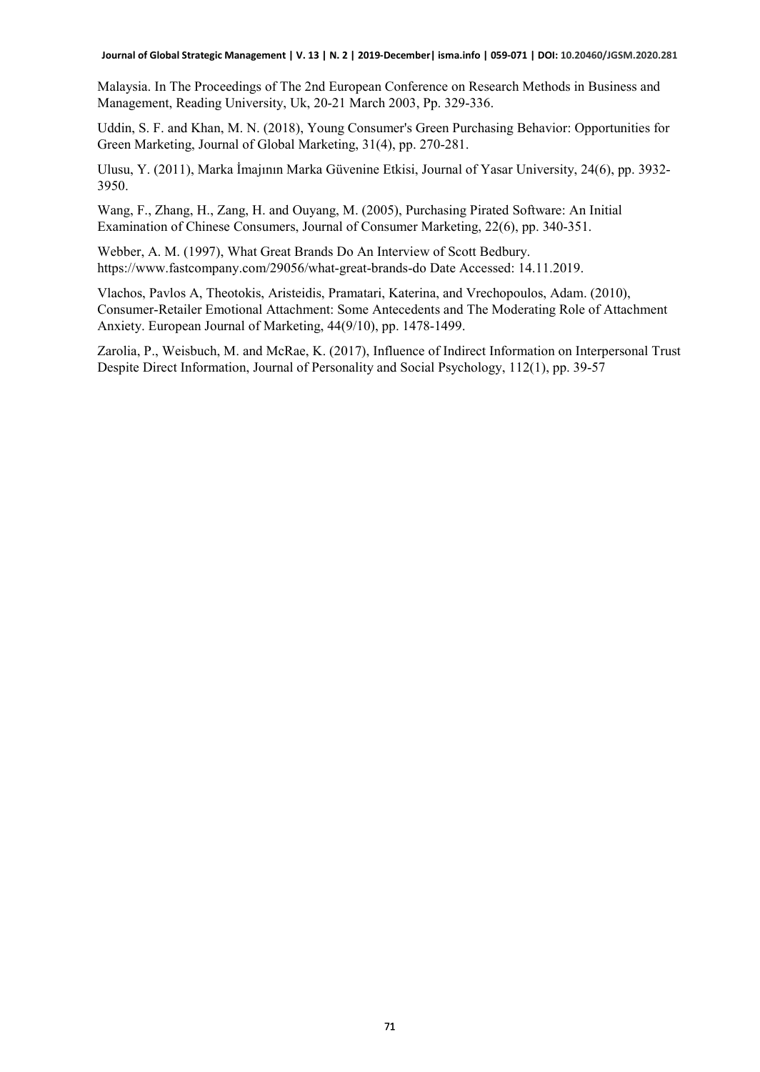Malaysia. In The Proceedings of The 2nd European Conference on Research Methods in Business and Management, Reading University, Uk, 20-21 March 2003, Pp. 329-336.

Uddin, S. F. and Khan, M. N. (2018), Young Consumer's Green Purchasing Behavior: Opportunities for Green Marketing, Journal of Global Marketing, 31(4), pp. 270-281.

Ulusu, Y. (2011), Marka İmajının Marka Güvenine Etkisi, Journal of Yasar University, 24(6), pp. 3932-3950.

Wang, F., Zhang, H., Zang, H. and Ouyang, M. (2005), Purchasing Pirated Software: An Initial Examination of Chinese Consumers, Journal of Consumer Marketing, 22(6), pp. 340-351.

Webber, A. M. (1997), What Great Brands Do An Interview of Scott Bedbury. https://www.fastcompany.com/29056/what-great-brands-do Date Accessed: 14.11.2019.

Vlachos, Pavlos A, Theotokis, Aristeidis, Pramatari, Katerina, and Vrechopoulos, Adam. (2010), Consumer-Retailer Emotional Attachment: Some Antecedents and The Moderating Role of Attachment Anxiety. European Journal of Marketing, 44(9/10), pp. 1478-1499.

Zarolia, P., Weisbuch, M. and McRae, K. (2017), Influence of Indirect Information on Interpersonal Trust Despite Direct Information, Journal of Personality and Social Psychology, 112(1), pp. 39-57